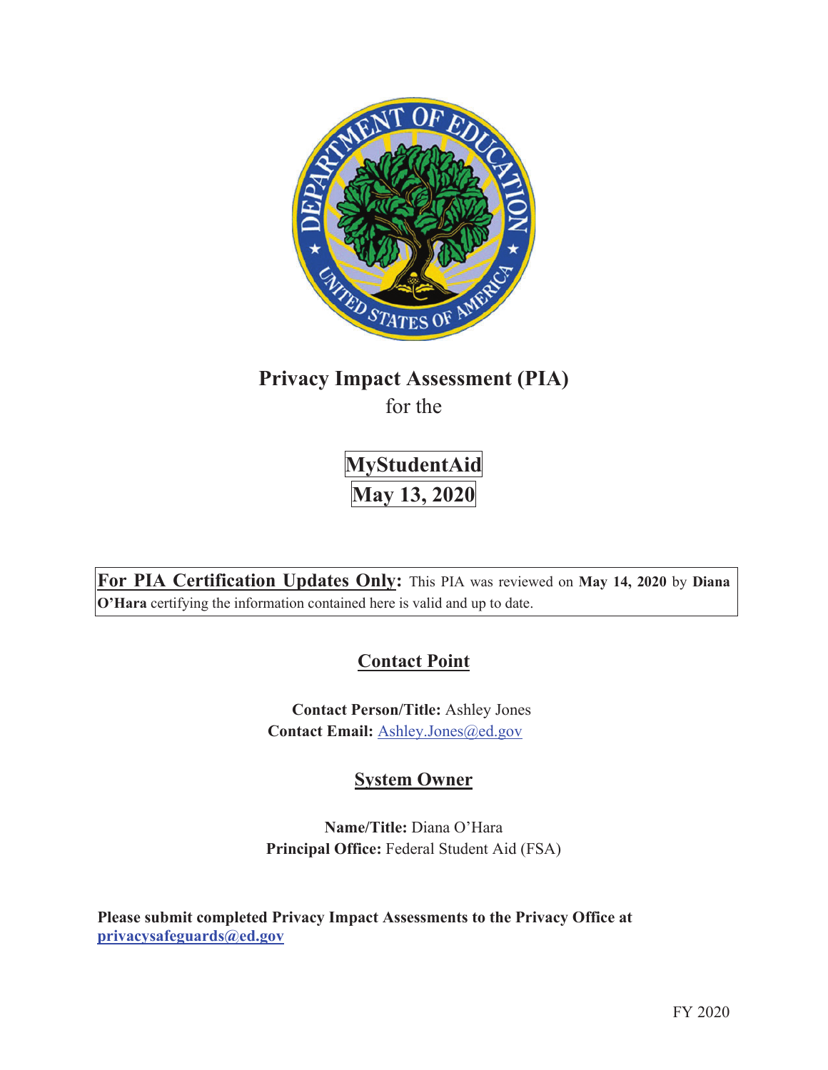# Privacy Impact Assessment (PIA)

for the

**MyStudentAid**

**May 13, 2020**

**For PIA Certification Updates Only:** This PIA was reviewed on **May 14, 2020** by **Diana O'Hara** certifying the information contained here is valid and up to date.

## Contact Point

**Contact Person/Title:** Ashley Jones
**Contact Email:** Ashley.Jones@ed.gov

## System Owner

**Name/Title:** Diana O'Hara
**Principal Office:** Federal Student Aid (FSA)

**Please submit completed Privacy Impact Assessments to the Privacy Office at privacysafeguards@ed.gov**

FY 2020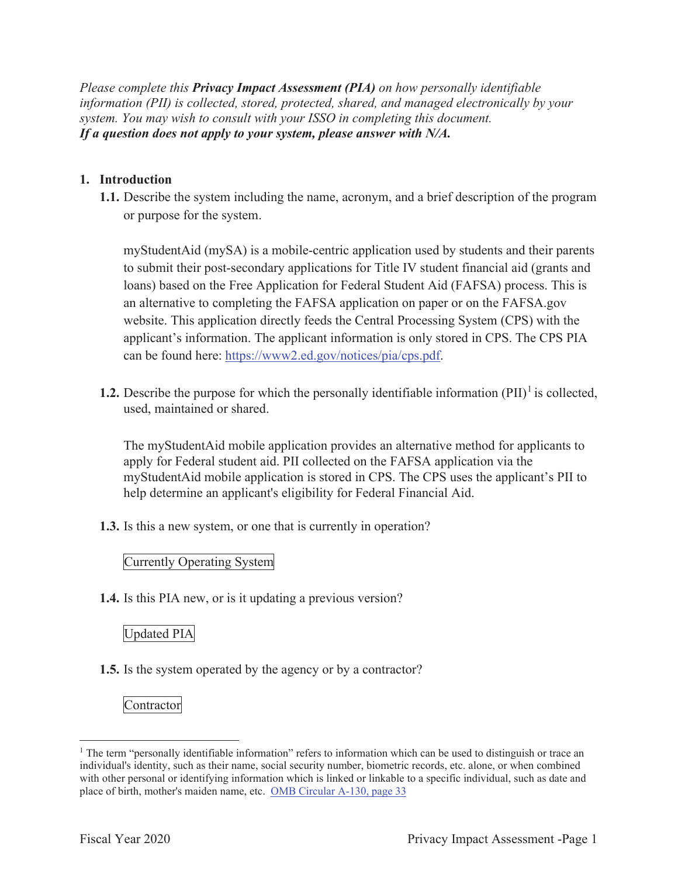*Please complete this **Privacy Impact Assessment (PIA)** on how personally identifiable information (PII) is collected, stored, protected, shared, and managed electronically by your system. You may wish to consult with your ISSO in completing this document.*
***If a question does not apply to your system, please answer with N/A.***

## 1. Introduction

**1.1.** Describe the system including the name, acronym, and a brief description of the program or purpose for the system.

myStudentAid (mySA) is a mobile-centric application used by students and their parents to submit their post-secondary applications for Title IV student financial aid (grants and loans) based on the Free Application for Federal Student Aid (FAFSA) process. This is an alternative to completing the FAFSA application on paper or on the FAFSA.gov website. This application directly feeds the Central Processing System (CPS) with the applicant's information. The applicant information is only stored in CPS. The CPS PIA can be found here: https://www2.ed.gov/notices/pia/cps.pdf.

**1.2.** Describe the purpose for which the personally identifiable information (PII)[1] is collected, used, maintained or shared.

The myStudentAid mobile application provides an alternative method for applicants to apply for Federal student aid. PII collected on the FAFSA application via the myStudentAid mobile application is stored in CPS. The CPS uses the applicant's PII to help determine an applicant's eligibility for Federal Financial Aid.

**1.3.** Is this a new system, or one that is currently in operation?

Currently Operating System

**1.4.** Is this PIA new, or is it updating a previous version?

Updated PIA

**1.5.** Is the system operated by the agency or by a contractor?

Contractor

---

[1] The term "personally identifiable information" refers to information which can be used to distinguish or trace an individual's identity, such as their name, social security number, biometric records, etc. alone, or when combined with other personal or identifying information which is linked or linkable to a specific individual, such as date and place of birth, mother's maiden name, etc. OMB Circular A-130, page 33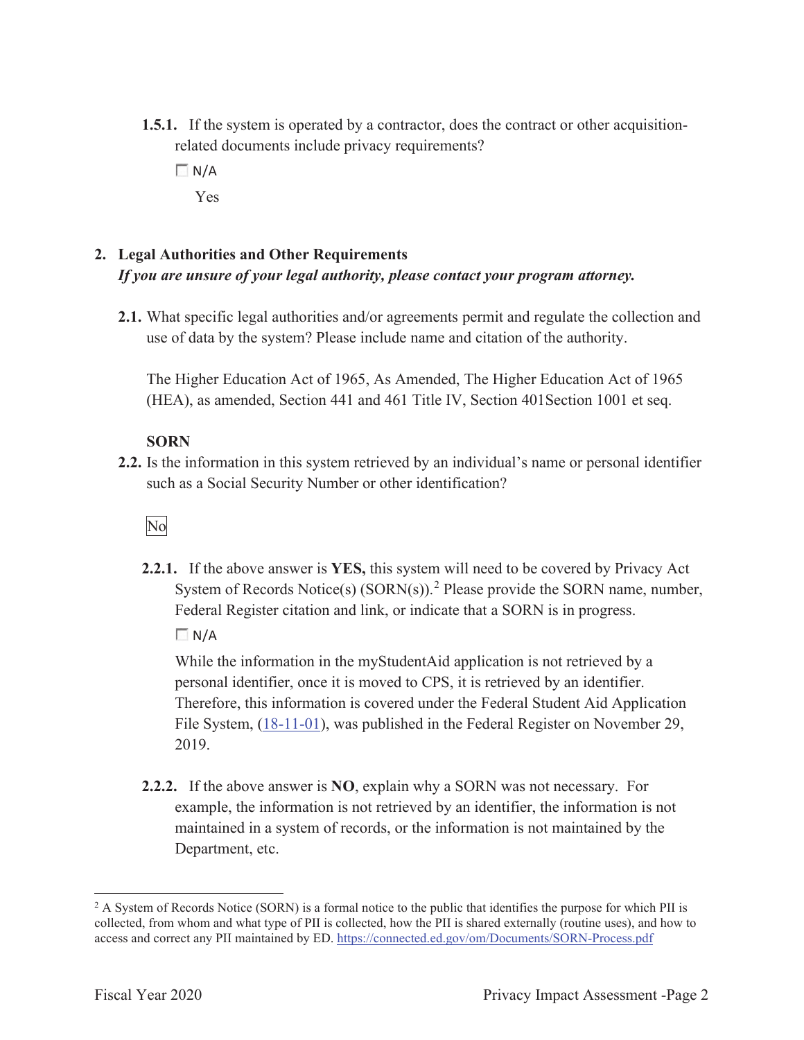**1.5.1.** If the system is operated by a contractor, does the contract or other acquisition-related documents include privacy requirements?

☐ N/A

Yes

## 2. Legal Authorities and Other Requirements

***If you are unsure of your legal authority, please contact your program attorney.***

**2.1.** What specific legal authorities and/or agreements permit and regulate the collection and use of data by the system? Please include name and citation of the authority.

The Higher Education Act of 1965, As Amended, The Higher Education Act of 1965 (HEA), as amended, Section 441 and 461 Title IV, Section 401Section 1001 et seq.

**SORN**

**2.2.** Is the information in this system retrieved by an individual's name or personal identifier such as a Social Security Number or other identification?

No

**2.2.1.** If the above answer is **YES,** this system will need to be covered by Privacy Act System of Records Notice(s) (SORN(s)).[2] Please provide the SORN name, number, Federal Register citation and link, or indicate that a SORN is in progress.

☐ N/A

While the information in the myStudentAid application is not retrieved by a personal identifier, once it is moved to CPS, it is retrieved by an identifier. Therefore, this information is covered under the Federal Student Aid Application File System, (18-11-01), was published in the Federal Register on November 29, 2019.

**2.2.2.** If the above answer is **NO**, explain why a SORN was not necessary. For example, the information is not retrieved by an identifier, the information is not maintained in a system of records, or the information is not maintained by the Department, etc.

---

[2] A System of Records Notice (SORN) is a formal notice to the public that identifies the purpose for which PII is collected, from whom and what type of PII is collected, how the PII is shared externally (routine uses), and how to access and correct any PII maintained by ED. https://connected.ed.gov/om/Documents/SORN-Process.pdf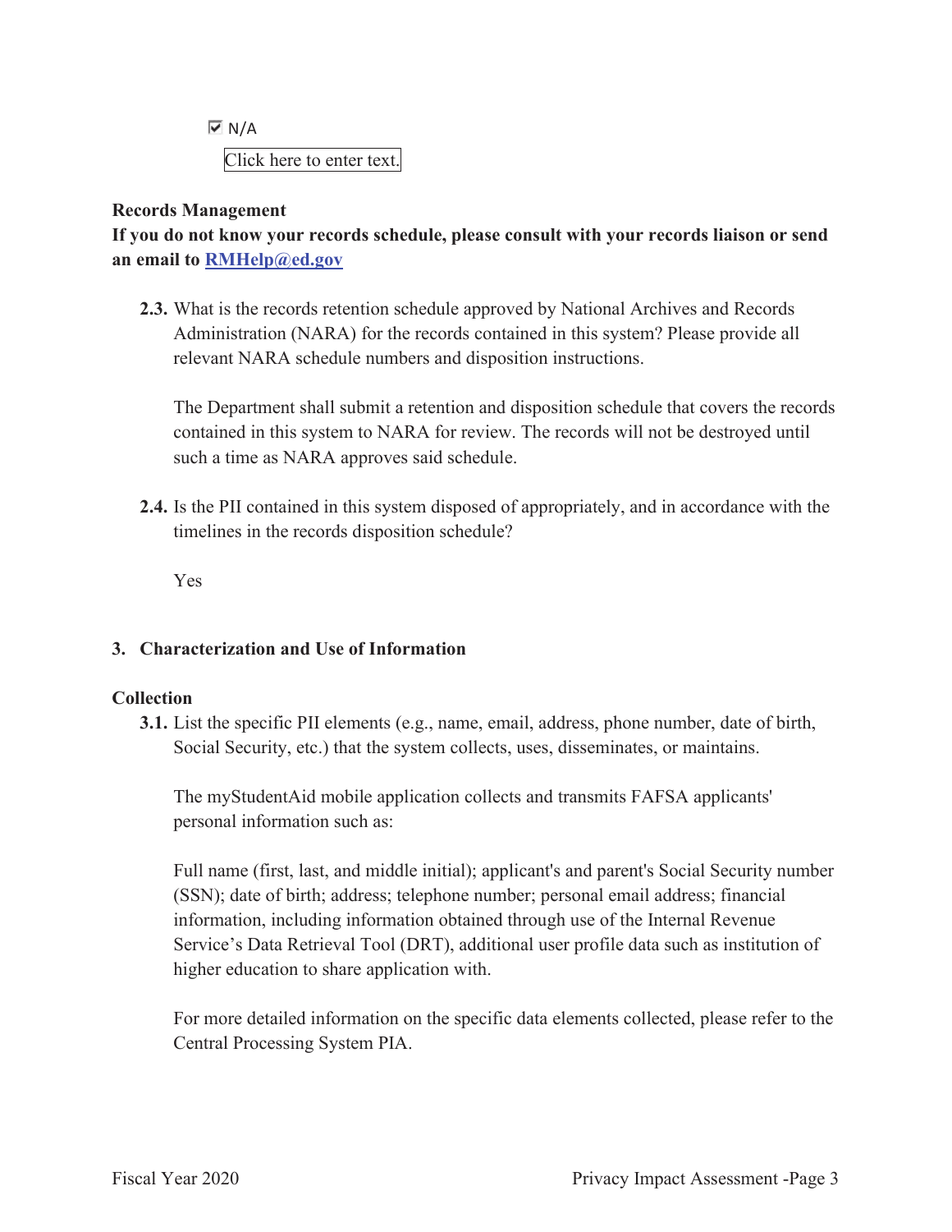☑ N/A

Click here to enter text.

**Records Management**

**If you do not know your records schedule, please consult with your records liaison or send an email to [RMHelp@ed.gov](mailto:RMHelp@ed.gov)**

**2.3.** What is the records retention schedule approved by National Archives and Records Administration (NARA) for the records contained in this system? Please provide all relevant NARA schedule numbers and disposition instructions.

The Department shall submit a retention and disposition schedule that covers the records contained in this system to NARA for review. The records will not be destroyed until such a time as NARA approves said schedule.

**2.4.** Is the PII contained in this system disposed of appropriately, and in accordance with the timelines in the records disposition schedule?

Yes

## 3. Characterization and Use of Information

**Collection**

**3.1.** List the specific PII elements (e.g., name, email, address, phone number, date of birth, Social Security, etc.) that the system collects, uses, disseminates, or maintains.

The myStudentAid mobile application collects and transmits FAFSA applicants' personal information such as:

Full name (first, last, and middle initial); applicant's and parent's Social Security number (SSN); date of birth; address; telephone number; personal email address; financial information, including information obtained through use of the Internal Revenue Service's Data Retrieval Tool (DRT), additional user profile data such as institution of higher education to share application with.

For more detailed information on the specific data elements collected, please refer to the Central Processing System PIA.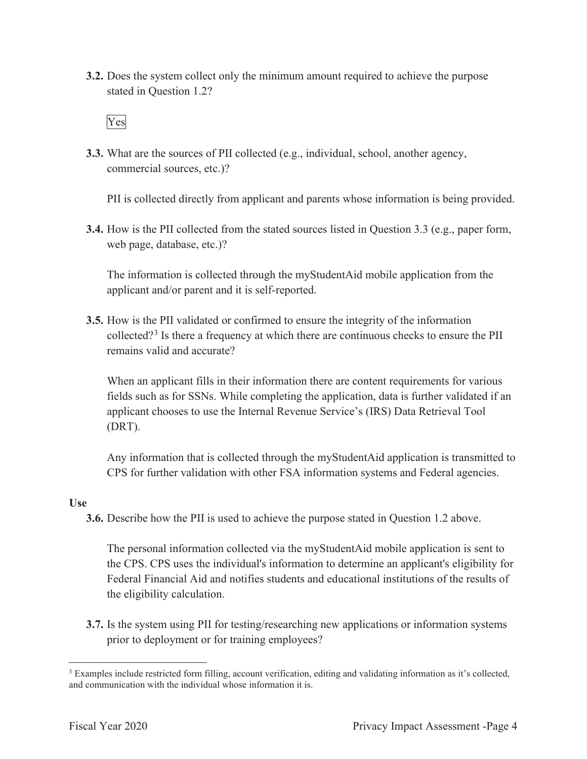**3.2.** Does the system collect only the minimum amount required to achieve the purpose stated in Question 1.2?

Yes

**3.3.** What are the sources of PII collected (e.g., individual, school, another agency, commercial sources, etc.)?

PII is collected directly from applicant and parents whose information is being provided.

**3.4.** How is the PII collected from the stated sources listed in Question 3.3 (e.g., paper form, web page, database, etc.)?

The information is collected through the myStudentAid mobile application from the applicant and/or parent and it is self-reported.

**3.5.** How is the PII validated or confirmed to ensure the integrity of the information collected?[3] Is there a frequency at which there are continuous checks to ensure the PII remains valid and accurate?

When an applicant fills in their information there are content requirements for various fields such as for SSNs. While completing the application, data is further validated if an applicant chooses to use the Internal Revenue Service's (IRS) Data Retrieval Tool (DRT).

Any information that is collected through the myStudentAid application is transmitted to CPS for further validation with other FSA information systems and Federal agencies.

**Use**

**3.6.** Describe how the PII is used to achieve the purpose stated in Question 1.2 above.

The personal information collected via the myStudentAid mobile application is sent to the CPS. CPS uses the individual's information to determine an applicant's eligibility for Federal Financial Aid and notifies students and educational institutions of the results of the eligibility calculation.

**3.7.** Is the system using PII for testing/researching new applications or information systems prior to deployment or for training employees?

[3] Examples include restricted form filling, account verification, editing and validating information as it's collected, and communication with the individual whose information it is.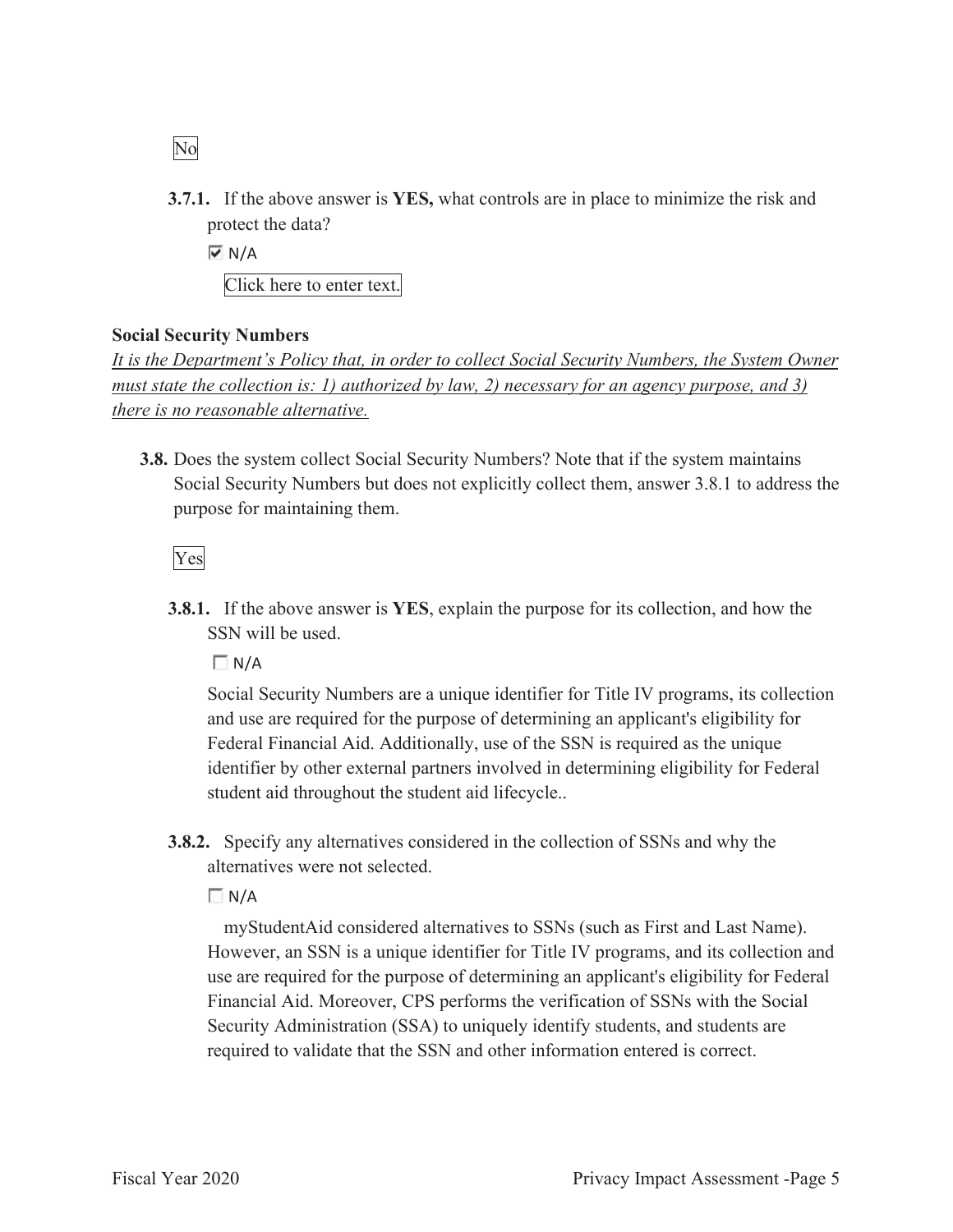No

**3.7.1.** If the above answer is **YES,** what controls are in place to minimize the risk and protect the data?

☑ N/A

Click here to enter text.

**Social Security Numbers**

*It is the Department's Policy that, in order to collect Social Security Numbers, the System Owner must state the collection is: 1) authorized by law, 2) necessary for an agency purpose, and 3) there is no reasonable alternative.*

**3.8.** Does the system collect Social Security Numbers? Note that if the system maintains Social Security Numbers but does not explicitly collect them, answer 3.8.1 to address the purpose for maintaining them.

Yes

**3.8.1.** If the above answer is **YES**, explain the purpose for its collection, and how the SSN will be used.

☐ N/A

Social Security Numbers are a unique identifier for Title IV programs, its collection and use are required for the purpose of determining an applicant's eligibility for Federal Financial Aid. Additionally, use of the SSN is required as the unique identifier by other external partners involved in determining eligibility for Federal student aid throughout the student aid lifecycle..

**3.8.2.** Specify any alternatives considered in the collection of SSNs and why the alternatives were not selected.

☐ N/A

myStudentAid considered alternatives to SSNs (such as First and Last Name). However, an SSN is a unique identifier for Title IV programs, and its collection and use are required for the purpose of determining an applicant's eligibility for Federal Financial Aid. Moreover, CPS performs the verification of SSNs with the Social Security Administration (SSA) to uniquely identify students, and students are required to validate that the SSN and other information entered is correct.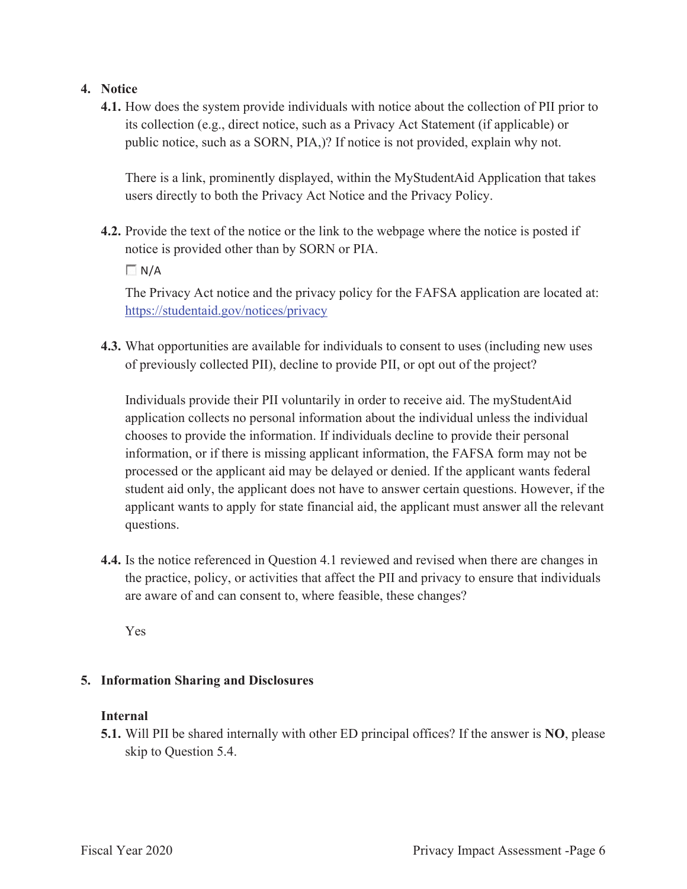4. **Notice**

**4.1.** How does the system provide individuals with notice about the collection of PII prior to its collection (e.g., direct notice, such as a Privacy Act Statement (if applicable) or public notice, such as a SORN, PIA,)? If notice is not provided, explain why not.

There is a link, prominently displayed, within the MyStudentAid Application that takes users directly to both the Privacy Act Notice and the Privacy Policy.

**4.2.** Provide the text of the notice or the link to the webpage where the notice is posted if notice is provided other than by SORN or PIA.

☐ N/A

The Privacy Act notice and the privacy policy for the FAFSA application are located at: https://studentaid.gov/notices/privacy

**4.3.** What opportunities are available for individuals to consent to uses (including new uses of previously collected PII), decline to provide PII, or opt out of the project?

Individuals provide their PII voluntarily in order to receive aid. The myStudentAid application collects no personal information about the individual unless the individual chooses to provide the information. If individuals decline to provide their personal information, or if there is missing applicant information, the FAFSA form may not be processed or the applicant aid may be delayed or denied. If the applicant wants federal student aid only, the applicant does not have to answer certain questions. However, if the applicant wants to apply for state financial aid, the applicant must answer all the relevant questions.

**4.4.** Is the notice referenced in Question 4.1 reviewed and revised when there are changes in the practice, policy, or activities that affect the PII and privacy to ensure that individuals are aware of and can consent to, where feasible, these changes?

Yes

5. **Information Sharing and Disclosures**

**Internal**

**5.1.** Will PII be shared internally with other ED principal offices? If the answer is **NO**, please skip to Question 5.4.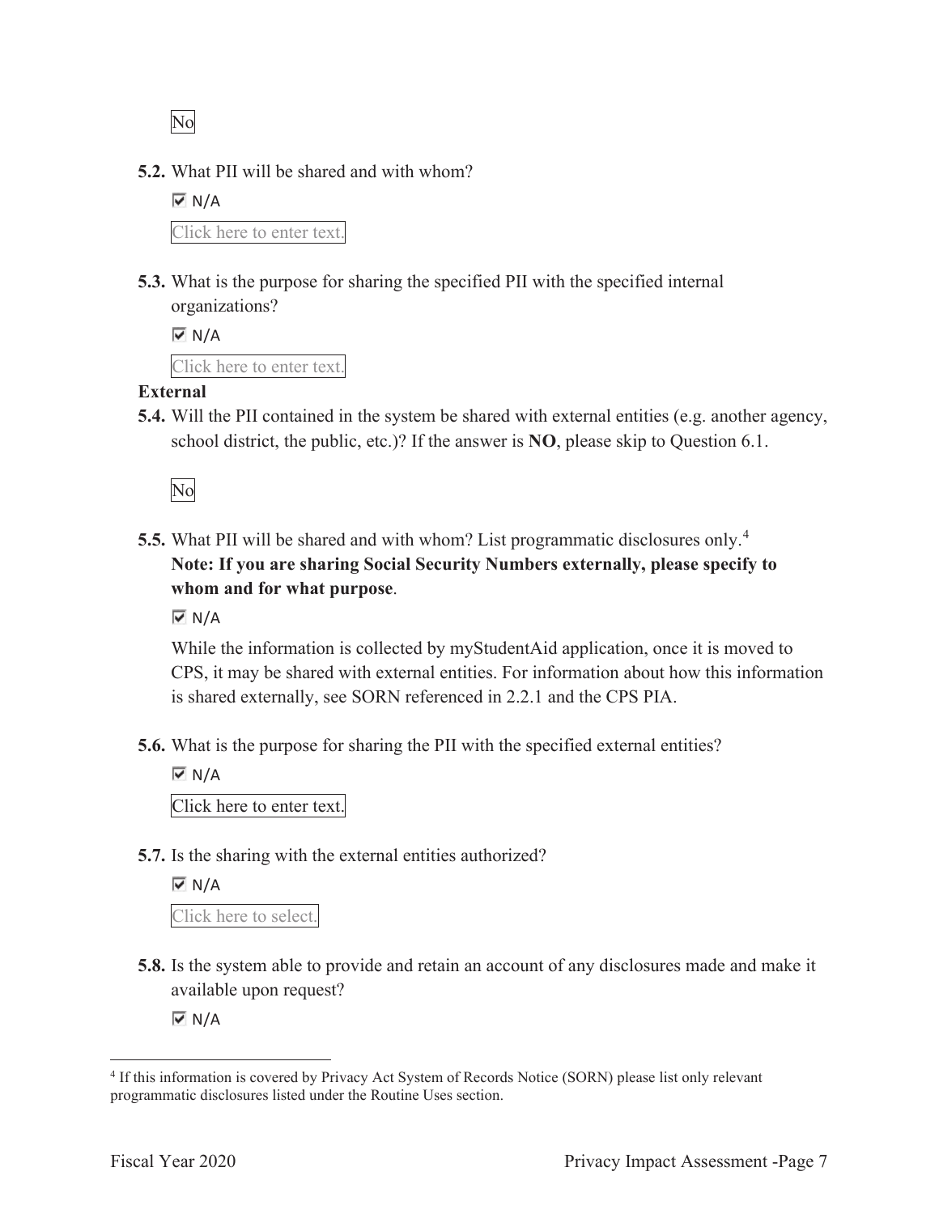No

**5.2.** What PII will be shared and with whom?

☑ N/A

Click here to enter text.

**5.3.** What is the purpose for sharing the specified PII with the specified internal organizations?

☑ N/A

Click here to enter text.

**External**

**5.4.** Will the PII contained in the system be shared with external entities (e.g. another agency, school district, the public, etc.)? If the answer is **NO**, please skip to Question 6.1.

No

**5.5.** What PII will be shared and with whom? List programmatic disclosures only.[4] **Note: If you are sharing Social Security Numbers externally, please specify to whom and for what purpose**.

☑ N/A

While the information is collected by myStudentAid application, once it is moved to CPS, it may be shared with external entities. For information about how this information is shared externally, see SORN referenced in 2.2.1 and the CPS PIA.

**5.6.** What is the purpose for sharing the PII with the specified external entities?

☑ N/A

Click here to enter text.

**5.7.** Is the sharing with the external entities authorized?

☑ N/A

Click here to select.

**5.8.** Is the system able to provide and retain an account of any disclosures made and make it available upon request?

☑ N/A

---

[4] If this information is covered by Privacy Act System of Records Notice (SORN) please list only relevant programmatic disclosures listed under the Routine Uses section.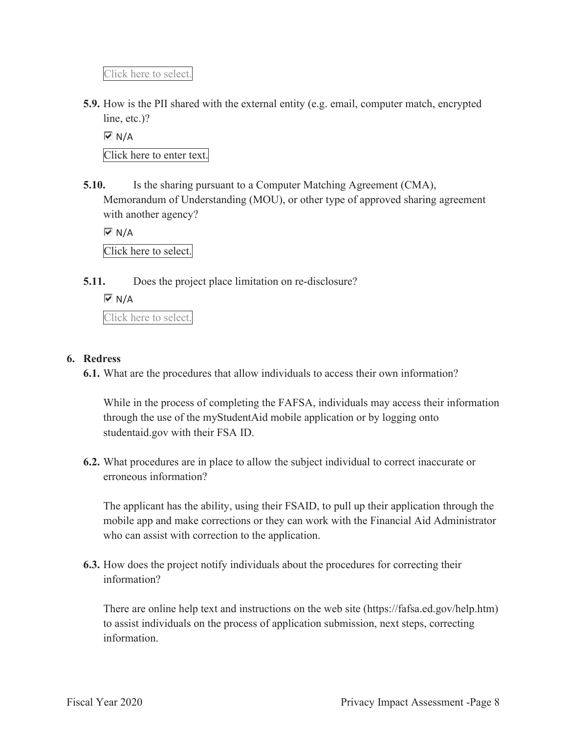Click here to select.

**5.9.** How is the PII shared with the external entity (e.g. email, computer match, encrypted line, etc.)?

☑ N/A

Click here to enter text.

**5.10.** Is the sharing pursuant to a Computer Matching Agreement (CMA), Memorandum of Understanding (MOU), or other type of approved sharing agreement with another agency?

☑ N/A

Click here to select.

**5.11.** Does the project place limitation on re-disclosure?

☑ N/A

Click here to select.

## 6. Redress

**6.1.** What are the procedures that allow individuals to access their own information?

While in the process of completing the FAFSA, individuals may access their information through the use of the myStudentAid mobile application or by logging onto studentaid.gov with their FSA ID.

**6.2.** What procedures are in place to allow the subject individual to correct inaccurate or erroneous information?

The applicant has the ability, using their FSAID, to pull up their application through the mobile app and make corrections or they can work with the Financial Aid Administrator who can assist with correction to the application.

**6.3.** How does the project notify individuals about the procedures for correcting their information?

There are online help text and instructions on the web site (https://fafsa.ed.gov/help.htm) to assist individuals on the process of application submission, next steps, correcting information.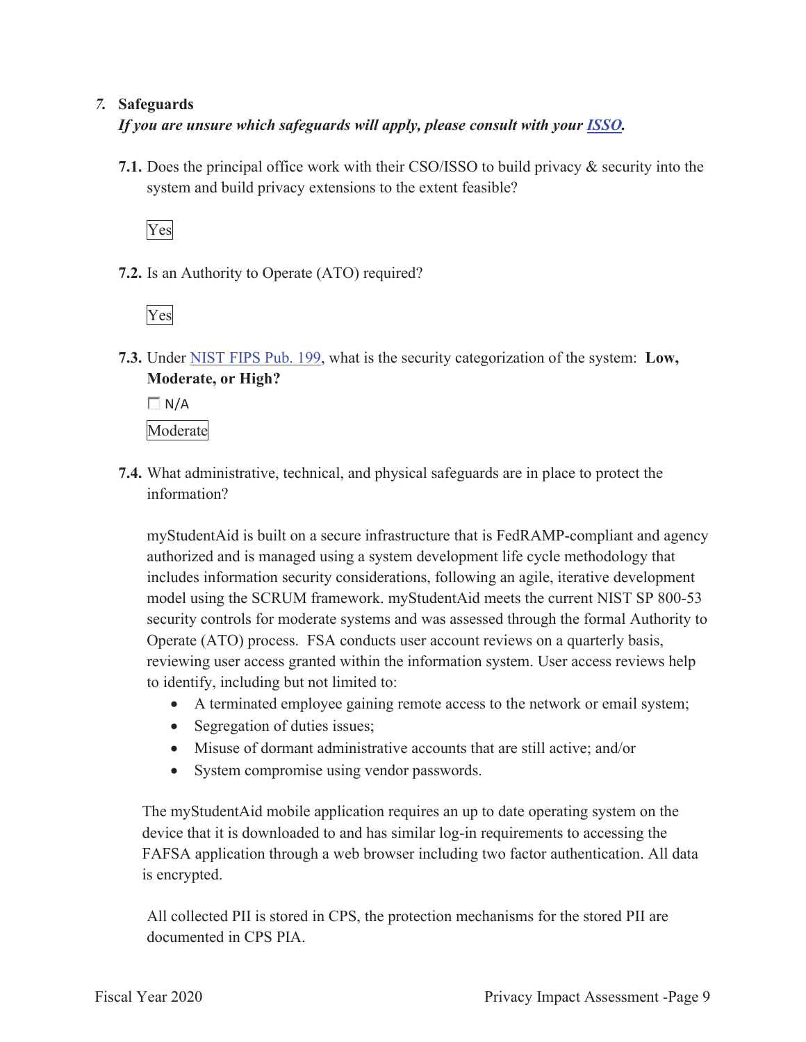## 7. Safeguards

***If you are unsure which safeguards will apply, please consult with your [ISSO](#).***

**7.1.** Does the principal office work with their CSO/ISSO to build privacy & security into the system and build privacy extensions to the extent feasible?

Yes

**7.2.** Is an Authority to Operate (ATO) required?

Yes

**7.3.** Under [NIST FIPS Pub. 199](#), what is the security categorization of the system: **Low, Moderate, or High?**

☐ N/A

Moderate

**7.4.** What administrative, technical, and physical safeguards are in place to protect the information?

myStudentAid is built on a secure infrastructure that is FedRAMP-compliant and agency authorized and is managed using a system development life cycle methodology that includes information security considerations, following an agile, iterative development model using the SCRUM framework. myStudentAid meets the current NIST SP 800-53 security controls for moderate systems and was assessed through the formal Authority to Operate (ATO) process. FSA conducts user account reviews on a quarterly basis, reviewing user access granted within the information system. User access reviews help to identify, including but not limited to:

- A terminated employee gaining remote access to the network or email system;
- Segregation of duties issues;
- Misuse of dormant administrative accounts that are still active; and/or
- System compromise using vendor passwords.

The myStudentAid mobile application requires an up to date operating system on the device that it is downloaded to and has similar log-in requirements to accessing the FAFSA application through a web browser including two factor authentication. All data is encrypted.

All collected PII is stored in CPS, the protection mechanisms for the stored PII are documented in CPS PIA.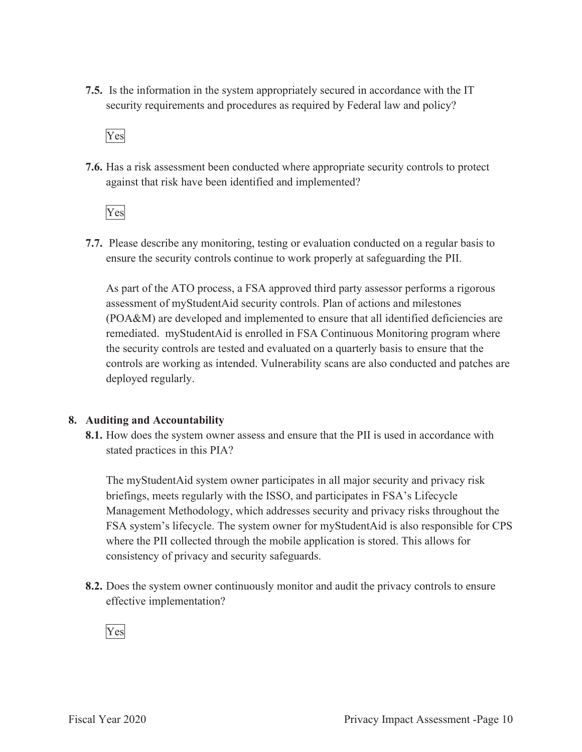**7.5.** Is the information in the system appropriately secured in accordance with the IT security requirements and procedures as required by Federal law and policy?

Yes

**7.6.** Has a risk assessment been conducted where appropriate security controls to protect against that risk have been identified and implemented?

Yes

**7.7.** Please describe any monitoring, testing or evaluation conducted on a regular basis to ensure the security controls continue to work properly at safeguarding the PII.

As part of the ATO process, a FSA approved third party assessor performs a rigorous assessment of myStudentAid security controls. Plan of actions and milestones (POA&M) are developed and implemented to ensure that all identified deficiencies are remediated. myStudentAid is enrolled in FSA Continuous Monitoring program where the security controls are tested and evaluated on a quarterly basis to ensure that the controls are working as intended. Vulnerability scans are also conducted and patches are deployed regularly.

## 8. Auditing and Accountability

**8.1.** How does the system owner assess and ensure that the PII is used in accordance with stated practices in this PIA?

The myStudentAid system owner participates in all major security and privacy risk briefings, meets regularly with the ISSO, and participates in FSA's Lifecycle Management Methodology, which addresses security and privacy risks throughout the FSA system's lifecycle. The system owner for myStudentAid is also responsible for CPS where the PII collected through the mobile application is stored. This allows for consistency of privacy and security safeguards.

**8.2.** Does the system owner continuously monitor and audit the privacy controls to ensure effective implementation?

Yes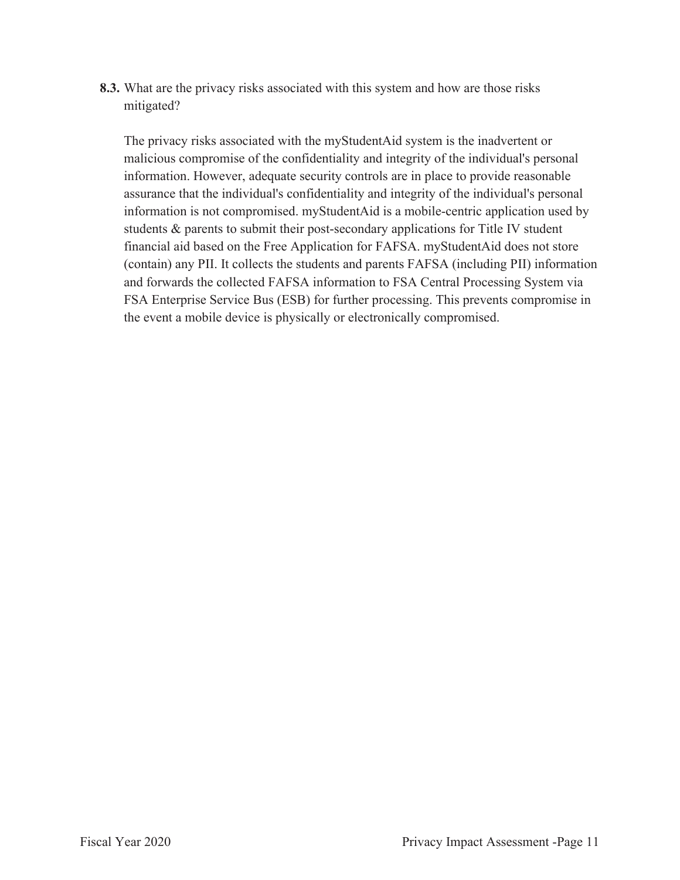**8.3.** What are the privacy risks associated with this system and how are those risks mitigated?

The privacy risks associated with the myStudentAid system is the inadvertent or malicious compromise of the confidentiality and integrity of the individual's personal information. However, adequate security controls are in place to provide reasonable assurance that the individual's confidentiality and integrity of the individual's personal information is not compromised. myStudentAid is a mobile-centric application used by students & parents to submit their post-secondary applications for Title IV student financial aid based on the Free Application for FAFSA. myStudentAid does not store (contain) any PII. It collects the students and parents FAFSA (including PII) information and forwards the collected FAFSA information to FSA Central Processing System via FSA Enterprise Service Bus (ESB) for further processing. This prevents compromise in the event a mobile device is physically or electronically compromised.